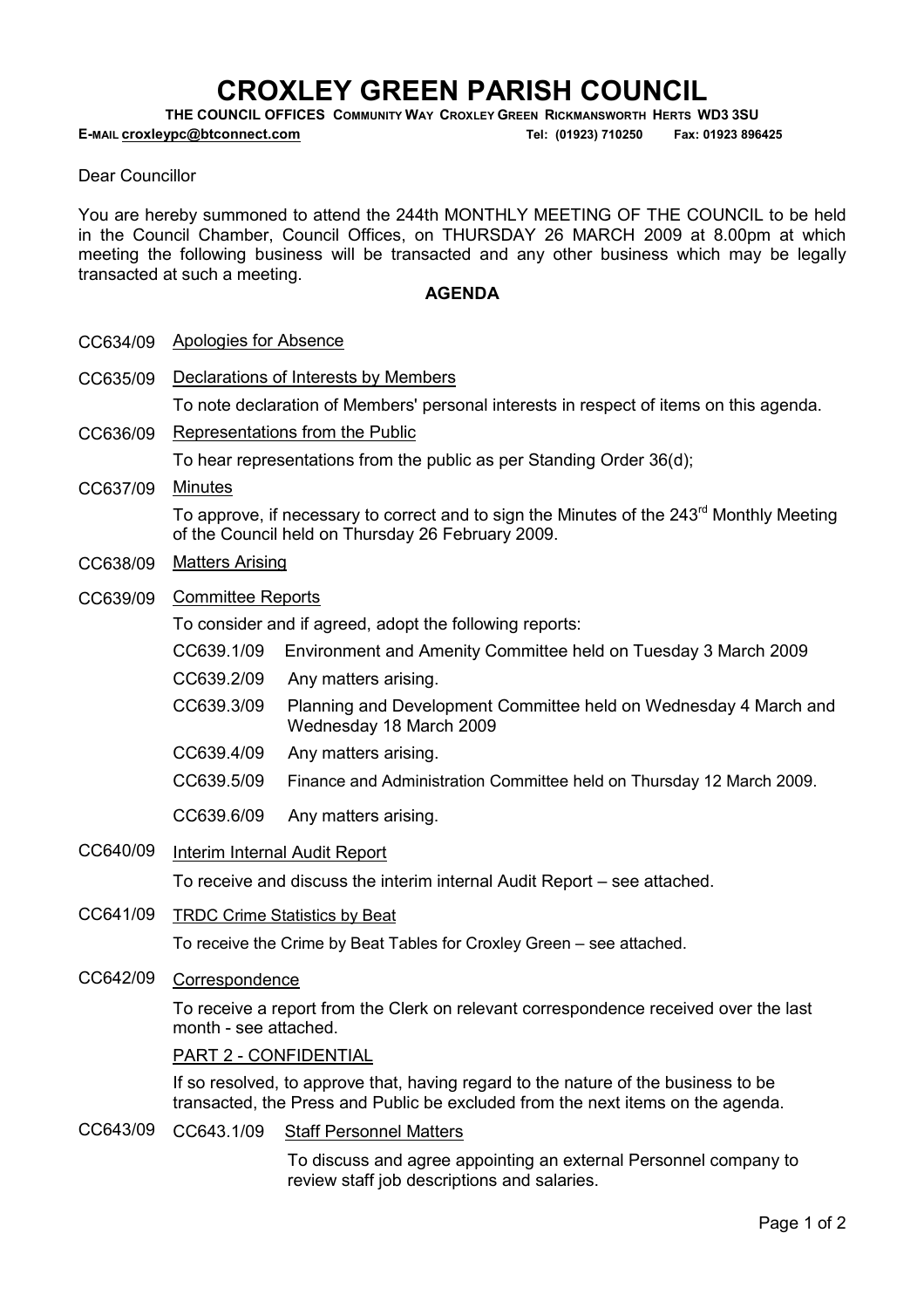# CROXLEY GREEN PARISH COUNCIL

**THE COUNCIL OFFICES COMMUNITY WAY CROXLEY GREEN RICKMANSWORTH HERTS WD3 3SU**

**E-MAIL croxleypc@btconnect.com** **Tel: (01923) 710250 Fax: 01923 896425**

Dear Councillor

You are hereby summoned to attend the 244th MONTHLY MEETING OF THE COUNCIL to be held in the Council Chamber, Council Offices, on THURSDAY 26 MARCH 2009 at 8.00pm at which meeting the following business will be transacted and any other business which may be legally transacted at such a meeting.

**AGENDA**

CC634/09 Apologies for Absence

CC635/09 Declarations of Interests by Members

To note declaration of Members' personal interests in respect of items on this agenda.

CC636/09 Representations from the Public

To hear representations from the public as per Standing Order 36(d);

CC637/09 Minutes

To approve, if necessary to correct and to sign the Minutes of the 243rd Monthly Meeting of the Council held on Thursday 26 February 2009.

CC638/09 Matters Arising

CC639/09 Committee Reports

To consider and if agreed, adopt the following reports:

- CC639.1/09 Environment and Amenity Committee held on Tuesday 3 March 2009
- CC639.2/09 Any matters arising.
- CC639.3/09 Planning and Development Committee held on Wednesday 4 March and Wednesday 18 March 2009
- CC639.4/09 Any matters arising.
- CC639.5/09 Finance and Administration Committee held on Thursday 12 March 2009.
- CC639.6/09 Any matters arising.

CC640/09 Interim Internal Audit Report

To receive and discuss the interim internal Audit Report – see attached.

CC641/09 TRDC Crime Statistics by Beat

To receive the Crime by Beat Tables for Croxley Green – see attached.

CC642/09 Correspondence

To receive a report from the Clerk on relevant correspondence received over the last month - see attached.

PART 2 - CONFIDENTIAL

If so resolved, to approve that, having regard to the nature of the business to be transacted, the Press and Public be excluded from the next items on the agenda.

CC643/09 CC643.1/09 Staff Personnel Matters

To discuss and agree appointing an external Personnel company to review staff job descriptions and salaries.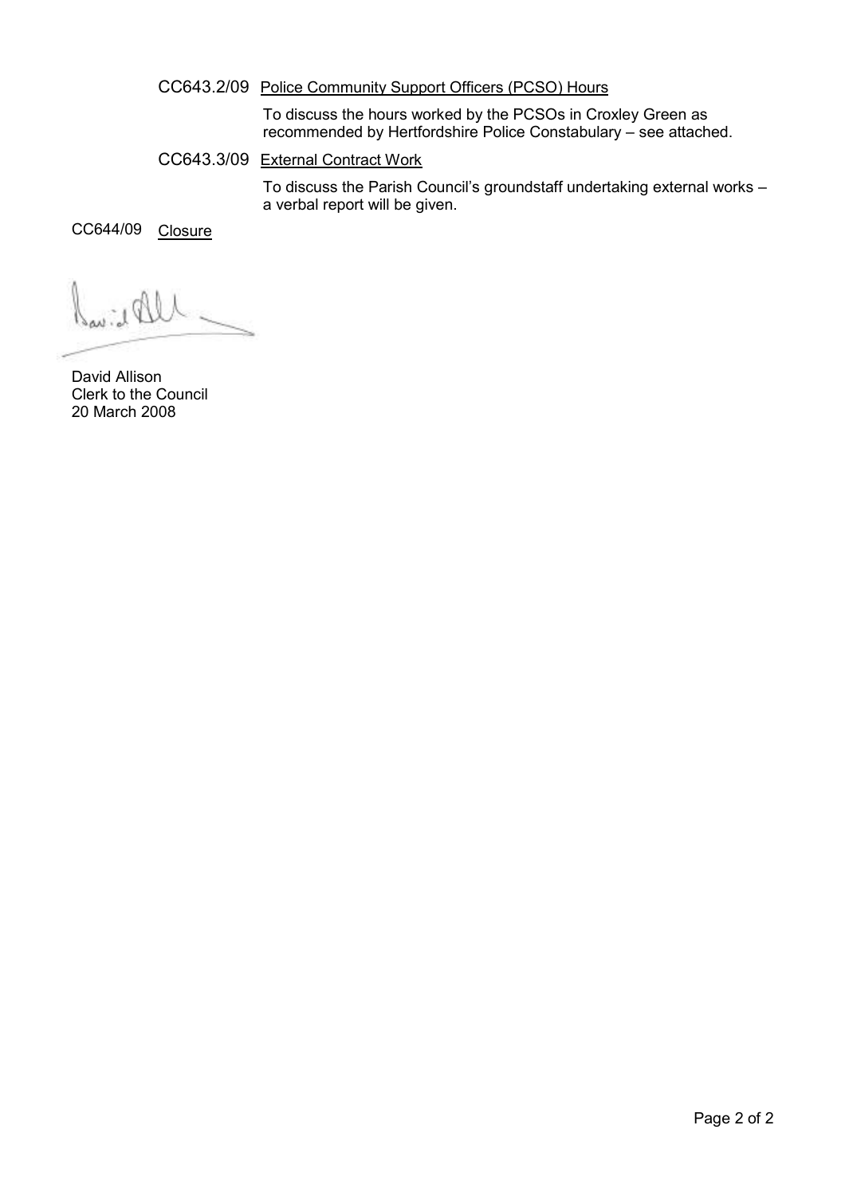CC643.2/09 Police Community Support Officers (PCSO) Hours

To discuss the hours worked by the PCSOs in Croxley Green as recommended by Hertfordshire Police Constabulary – see attached.

CC643.3/09 External Contract Work

To discuss the Parish Council's groundstaff undertaking external works – a verbal report will be given.

CC644/09 Closure

David Allison
Clerk to the Council
20 March 2008